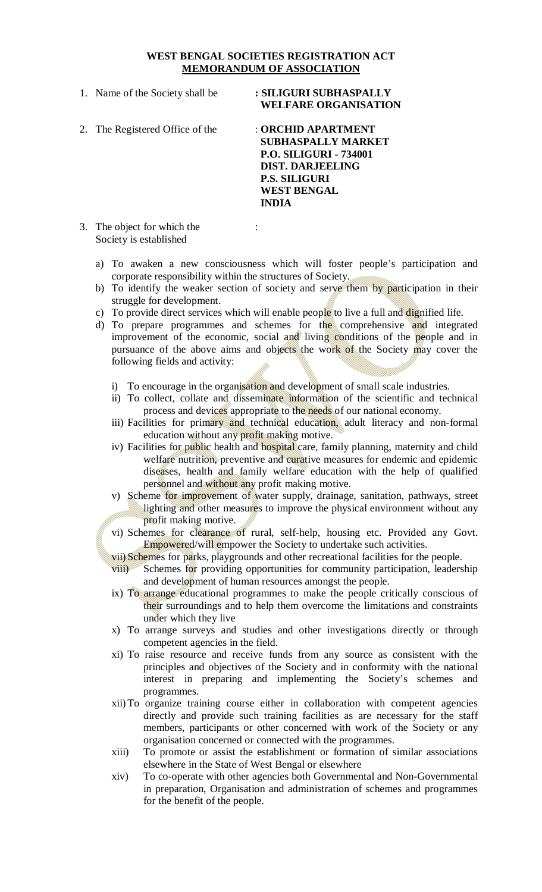# WEST BENGAL SOCIETIES REGISTRATION ACT

## MEMORANDUM OF ASSOCIATION

1. Name of the Society shall be : **SILIGURI SUBHASPALLY WELFARE ORGANISATION**

2. The Registered Office of the : **ORCHID APARTMENT**
   **SUBHASPALLY MARKET**
   **P.O. SILIGURI - 734001**
   **DIST. DARJEELING**
   **P.S. SILIGURI**
   **WEST BENGAL**
   **INDIA**

3. The object for which the Society is established :

   a) To awaken a new consciousness which will foster people's participation and corporate responsibility within the structures of Society.
   b) To identify the weaker section of society and serve them by participation in their struggle for development.
   c) To provide direct services which will enable people to live a full and dignified life.
   d) To prepare programmes and schemes for the comprehensive and integrated improvement of the economic, social and living conditions of the people and in pursuance of the above aims and objects the work of the Society may cover the following fields and activity:

      i) To encourage in the organisation and development of small scale industries.
      ii) To collect, collate and disseminate information of the scientific and technical process and devices appropriate to the needs of our national economy.
      iii) Facilities for primary and technical education, adult literacy and non-formal education without any profit making motive.
      iv) Facilities for public health and hospital care, family planning, maternity and child welfare nutrition, preventive and curative measures for endemic and epidemic diseases, health and family welfare education with the help of qualified personnel and without any profit making motive.
      v) Scheme for improvement of water supply, drainage, sanitation, pathways, street lighting and other measures to improve the physical environment without any profit making motive.
      vi) Schemes for clearance of rural, self-help, housing etc. Provided any Govt. Empowered/will empower the Society to undertake such activities.
      vii) Schemes for parks, playgrounds and other recreational facilities for the people.
      viii) Schemes for providing opportunities for community participation, leadership and development of human resources amongst the people.
      ix) To arrange educational programmes to make the people critically conscious of their surroundings and to help them overcome the limitations and constraints under which they live
      x) To arrange surveys and studies and other investigations directly or through competent agencies in the field.
      xi) To raise resource and receive funds from any source as consistent with the principles and objectives of the Society and in conformity with the national interest in preparing and implementing the Society's schemes and programmes.
      xii) To organize training course either in collaboration with competent agencies directly and provide such training facilities as are necessary for the staff members, participants or other concerned with work of the Society or any organisation concerned or connected with the programmes.
      xiii) To promote or assist the establishment or formation of similar associations elsewhere in the State of West Bengal or elsewhere
      xiv) To co-operate with other agencies both Governmental and Non-Governmental in preparation, Organisation and administration of schemes and programmes for the benefit of the people.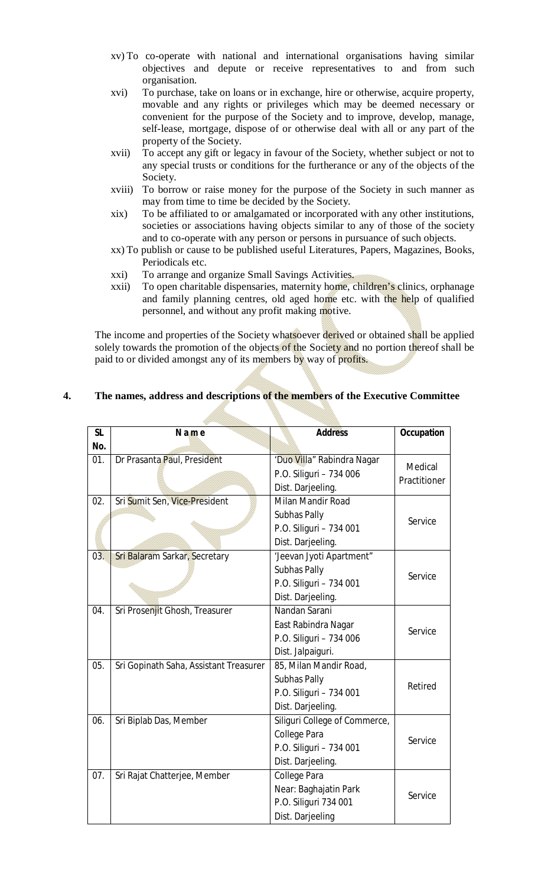xv) To co-operate with national and international organisations having similar objectives and depute or receive representatives to and from such organisation.

xvi) To purchase, take on loans or in exchange, hire or otherwise, acquire property, movable and any rights or privileges which may be deemed necessary or convenient for the purpose of the Society and to improve, develop, manage, self-lease, mortgage, dispose of or otherwise deal with all or any part of the property of the Society.

xvii) To accept any gift or legacy in favour of the Society, whether subject or not to any special trusts or conditions for the furtherance or any of the objects of the Society.

xviii) To borrow or raise money for the purpose of the Society in such manner as may from time to time be decided by the Society.

xix) To be affiliated to or amalgamated or incorporated with any other institutions, societies or associations having objects similar to any of those of the society and to co-operate with any person or persons in pursuance of such objects.

xx) To publish or cause to be published useful Literatures, Papers, Magazines, Books, Periodicals etc.

xxi) To arrange and organize Small Savings Activities.

xxii) To open charitable dispensaries, maternity home, children's clinics, orphanage and family planning centres, old aged home etc. with the help of qualified personnel, and without any profit making motive.

The income and properties of the Society whatsoever derived or obtained shall be applied solely towards the promotion of the objects of the Society and no portion thereof shall be paid to or divided amongst any of its members by way of profits.

**4. The names, address and descriptions of the members of the Executive Committee**

| SL No. | Name | Address | Occupation |
|---|---|---|---|
| 01. | Dr Prasanta Paul, President | 'Duo Villa" Rabindra Nagar P.O. Siliguri – 734 006 Dist. Darjeeling. | Medical Practitioner |
| 02. | Sri Sumit Sen, Vice-President | Milan Mandir Road Subhas Pally P.O. Siliguri – 734 001 Dist. Darjeeling. | Service |
| 03. | Sri Balaram Sarkar, Secretary | 'Jeevan Jyoti Apartment" Subhas Pally P.O. Siliguri – 734 001 Dist. Darjeeling. | Service |
| 04. | Sri Prosenjit Ghosh, Treasurer | Nandan Sarani East Rabindra Nagar P.O. Siliguri – 734 006 Dist. Jalpaiguri. | Service |
| 05. | Sri Gopinath Saha, Assistant Treasurer | 85, Milan Mandir Road, Subhas Pally P.O. Siliguri – 734 001 Dist. Darjeeling. | Retired |
| 06. | Sri Biplab Das, Member | Siliguri College of Commerce, College Para P.O. Siliguri – 734 001 Dist. Darjeeling. | Service |
| 07. | Sri Rajat Chatterjee, Member | College Para Near: Baghajatin Park P.O. Siliguri 734 001 Dist. Darjeeling | Service |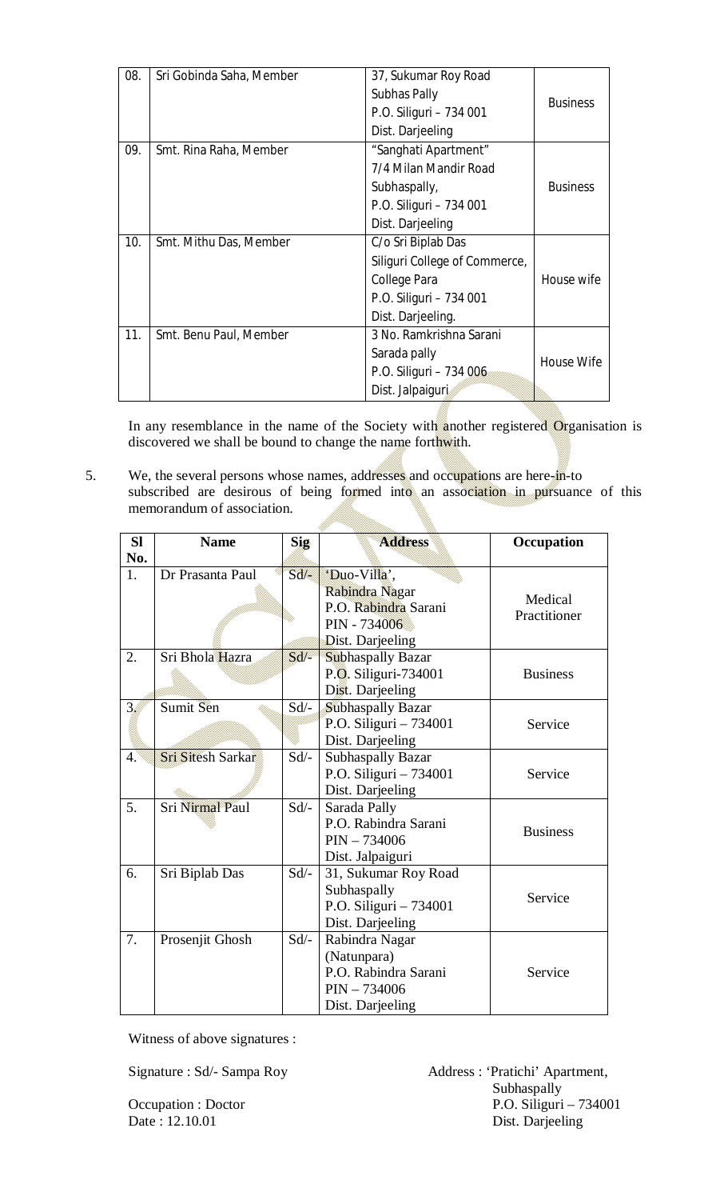| 08. | Sri Gobinda Saha, Member | 37, Sukumar Roy Road<br>Subhas Pally<br>P.O. Siliguri – 734 001<br>Dist. Darjeeling | Business |
|---|---|---|---|
| 09. | Smt. Rina Raha, Member | "Sanghati Apartment"<br>7/4 Milan Mandir Road<br>Subhaspally,<br>P.O. Siliguri – 734 001<br>Dist. Darjeeling | Business |
| 10. | Smt. Mithu Das, Member | C/o Sri Biplab Das<br>Siliguri College of Commerce,<br>College Para<br>P.O. Siliguri – 734 001<br>Dist. Darjeeling. | House wife |
| 11. | Smt. Benu Paul, Member | 3 No. Ramkrishna Sarani<br>Sarada pally<br>P.O. Siliguri – 734 006<br>Dist. Jalpaiguri | House Wife |

In any resemblance in the name of the Society with another registered Organisation is discovered we shall be bound to change the name forthwith.

5. We, the several persons whose names, addresses and occupations are here-in-to subscribed are desirous of being formed into an association in pursuance of this memorandum of association.

| Sl No. | Name | Sig | Address | Occupation |
|---|---|---|---|---|
| 1. | Dr Prasanta Paul | Sd/- | 'Duo-Villa',<br>Rabindra Nagar<br>P.O. Rabindra Sarani<br>PIN - 734006<br>Dist. Darjeeling | Medical Practitioner |
| 2. | Sri Bhola Hazra | Sd/- | Subhaspally Bazar<br>P.O. Siliguri-734001<br>Dist. Darjeeling | Business |
| 3. | Sumit Sen | Sd/- | Subhaspally Bazar<br>P.O. Siliguri – 734001<br>Dist. Darjeeling | Service |
| 4. | Sri Sitesh Sarkar | Sd/- | Subhaspally Bazar<br>P.O. Siliguri – 734001<br>Dist. Darjeeling | Service |
| 5. | Sri Nirmal Paul | Sd/- | Sarada Pally<br>P.O. Rabindra Sarani<br>PIN – 734006<br>Dist. Jalpaiguri | Business |
| 6. | Sri Biplab Das | Sd/- | 31, Sukumar Roy Road<br>Subhaspally<br>P.O. Siliguri – 734001<br>Dist. Darjeeling | Service |
| 7. | Prosenjit Ghosh | Sd/- | Rabindra Nagar<br>(Natunpara)<br>P.O. Rabindra Sarani<br>PIN – 734006<br>Dist. Darjeeling | Service |

Witness of above signatures :

Signature : Sd/- Sampa Roy

Occupation : Doctor
Date : 12.10.01

Address : 'Pratichi' Apartment,
Subhaspally
P.O. Siliguri – 734001
Dist. Darjeeling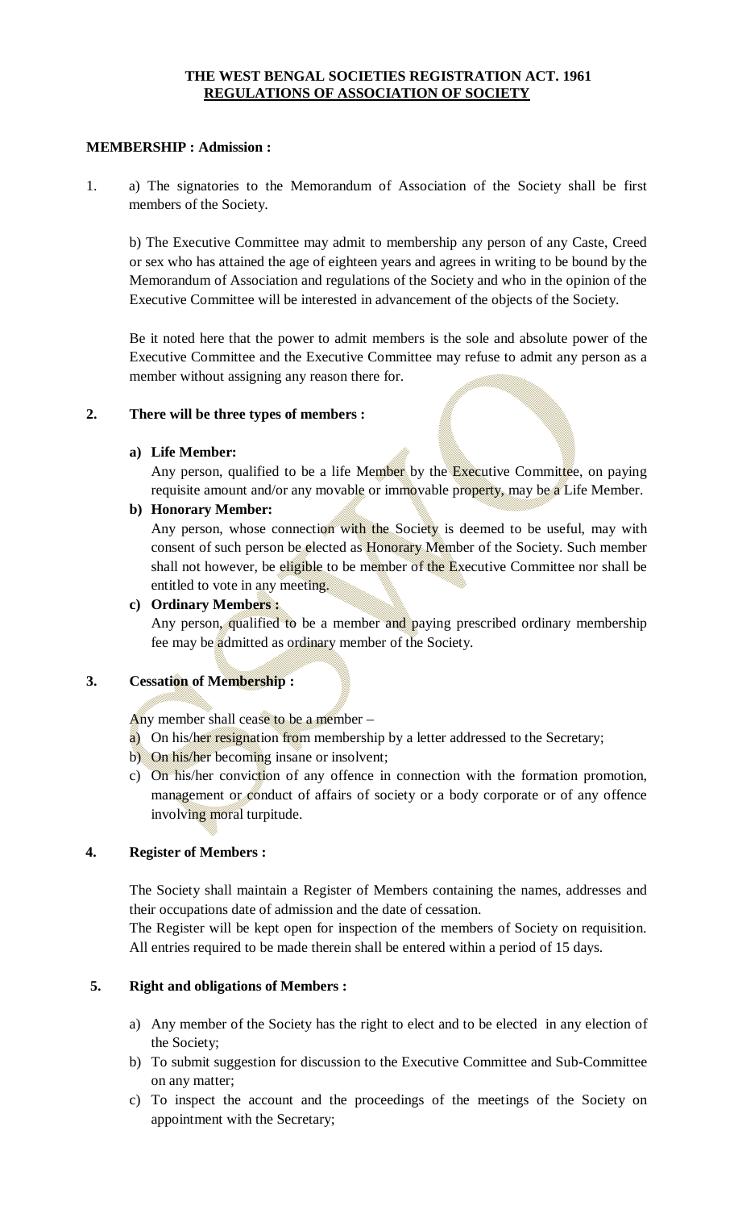**THE WEST BENGAL SOCIETIES REGISTRATION ACT. 1961**
**REGULATIONS OF ASSOCIATION OF SOCIETY**

**MEMBERSHIP : Admission :**

1. a) The signatories to the Memorandum of Association of the Society shall be first members of the Society.

   b) The Executive Committee may admit to membership any person of any Caste, Creed or sex who has attained the age of eighteen years and agrees in writing to be bound by the Memorandum of Association and regulations of the Society and who in the opinion of the Executive Committee will be interested in advancement of the objects of the Society.

   Be it noted here that the power to admit members is the sole and absolute power of the Executive Committee and the Executive Committee may refuse to admit any person as a member without assigning any reason there for.

**2. There will be three types of members :**

**a) Life Member:**

Any person, qualified to be a life Member by the Executive Committee, on paying requisite amount and/or any movable or immovable property, may be a Life Member.

**b) Honorary Member:**

Any person, whose connection with the Society is deemed to be useful, may with consent of such person be elected as Honorary Member of the Society. Such member shall not however, be eligible to be member of the Executive Committee nor shall be entitled to vote in any meeting.

**c) Ordinary Members :**

Any person, qualified to be a member and paying prescribed ordinary membership fee may be admitted as ordinary member of the Society.

**3. Cessation of Membership :**

Any member shall cease to be a member –

a) On his/her resignation from membership by a letter addressed to the Secretary;
b) On his/her becoming insane or insolvent;
c) On his/her conviction of any offence in connection with the formation promotion, management or conduct of affairs of society or a body corporate or of any offence involving moral turpitude.

**4. Register of Members :**

The Society shall maintain a Register of Members containing the names, addresses and their occupations date of admission and the date of cessation.

The Register will be kept open for inspection of the members of Society on requisition. All entries required to be made therein shall be entered within a period of 15 days.

**5. Right and obligations of Members :**

a) Any member of the Society has the right to elect and to be elected in any election of the Society;
b) To submit suggestion for discussion to the Executive Committee and Sub-Committee on any matter;
c) To inspect the account and the proceedings of the meetings of the Society on appointment with the Secretary;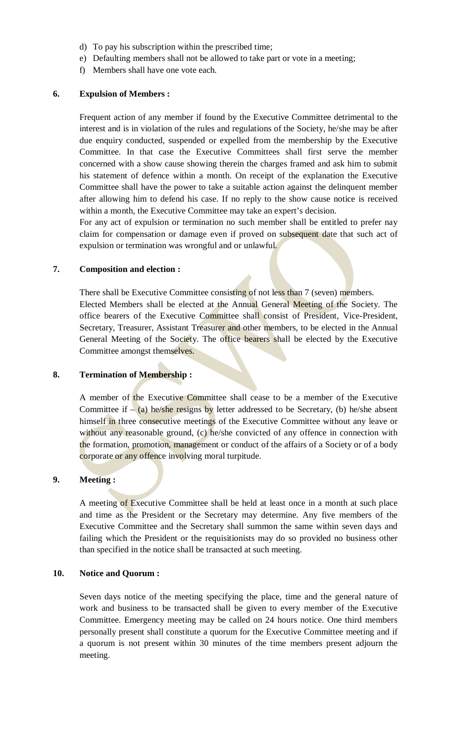d) To pay his subscription within the prescribed time;
e) Defaulting members shall not be allowed to take part or vote in a meeting;
f) Members shall have one vote each.

**6. Expulsion of Members :**

Frequent action of any member if found by the Executive Committee detrimental to the interest and is in violation of the rules and regulations of the Society, he/she may be after due enquiry conducted, suspended or expelled from the membership by the Executive Committee. In that case the Executive Committees shall first serve the member concerned with a show cause showing therein the charges framed and ask him to submit his statement of defence within a month. On receipt of the explanation the Executive Committee shall have the power to take a suitable action against the delinquent member after allowing him to defend his case. If no reply to the show cause notice is received within a month, the Executive Committee may take an expert's decision.

For any act of expulsion or termination no such member shall be entitled to prefer nay claim for compensation or damage even if proved on subsequent date that such act of expulsion or termination was wrongful and or unlawful.

**7. Composition and election :**

There shall be Executive Committee consisting of not less than 7 (seven) members.
Elected Members shall be elected at the Annual General Meeting of the Society. The office bearers of the Executive Committee shall consist of President, Vice-President, Secretary, Treasurer, Assistant Treasurer and other members, to be elected in the Annual General Meeting of the Society. The office bearers shall be elected by the Executive Committee amongst themselves.

**8. Termination of Membership :**

A member of the Executive Committee shall cease to be a member of the Executive Committee if – (a) he/she resigns by letter addressed to be Secretary, (b) he/she absent himself in three consecutive meetings of the Executive Committee without any leave or without any reasonable ground, (c) he/she convicted of any offence in connection with the formation, promotion, management or conduct of the affairs of a Society or of a body corporate or any offence involving moral turpitude.

**9. Meeting :**

A meeting of Executive Committee shall be held at least once in a month at such place and time as the President or the Secretary may determine. Any five members of the Executive Committee and the Secretary shall summon the same within seven days and failing which the President or the requisitionists may do so provided no business other than specified in the notice shall be transacted at such meeting.

**10. Notice and Quorum :**

Seven days notice of the meeting specifying the place, time and the general nature of work and business to be transacted shall be given to every member of the Executive Committee. Emergency meeting may be called on 24 hours notice. One third members personally present shall constitute a quorum for the Executive Committee meeting and if a quorum is not present within 30 minutes of the time members present adjourn the meeting.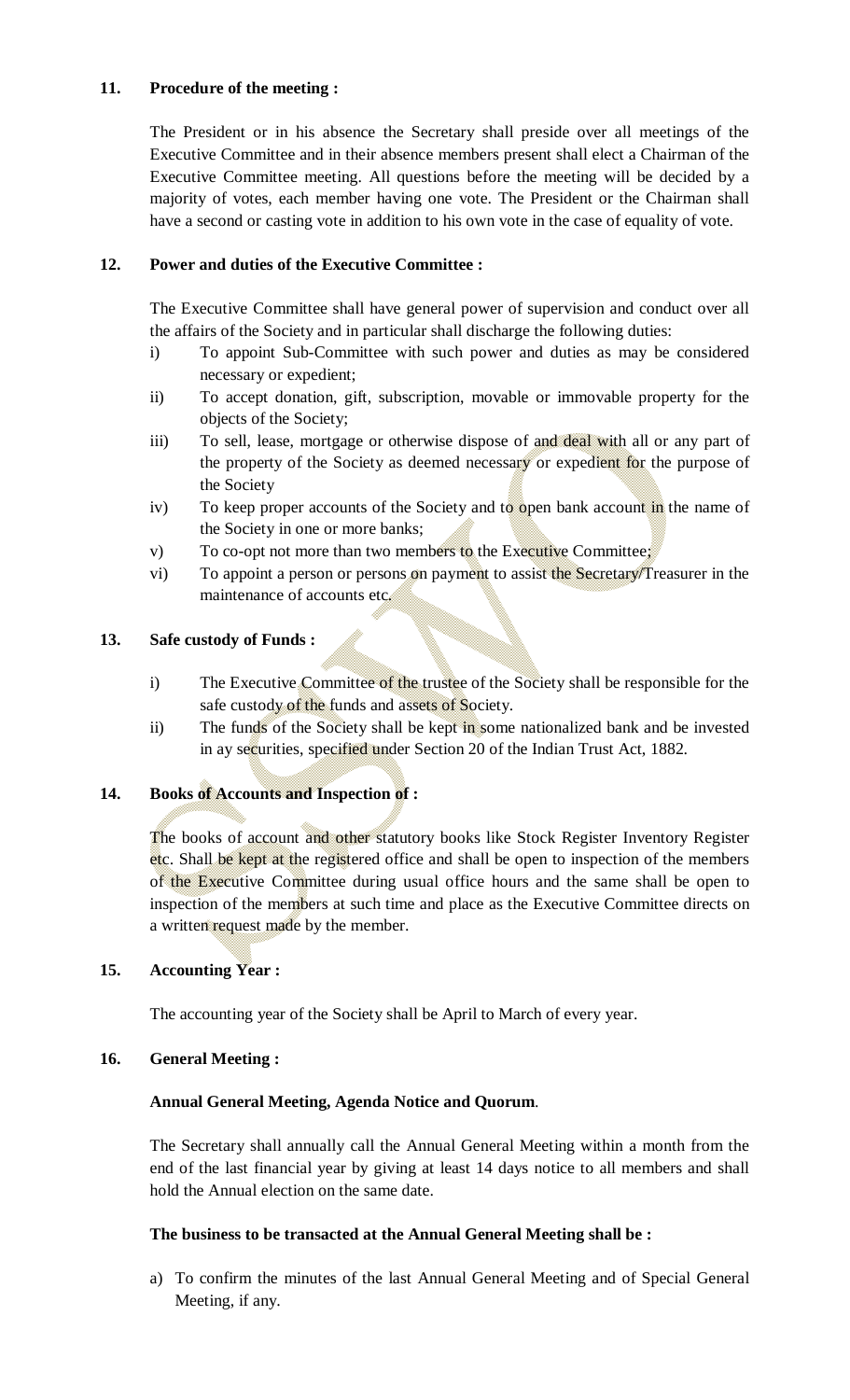**11. Procedure of the meeting :**

The President or in his absence the Secretary shall preside over all meetings of the Executive Committee and in their absence members present shall elect a Chairman of the Executive Committee meeting. All questions before the meeting will be decided by a majority of votes, each member having one vote. The President or the Chairman shall have a second or casting vote in addition to his own vote in the case of equality of vote.

**12. Power and duties of the Executive Committee :**

The Executive Committee shall have general power of supervision and conduct over all the affairs of the Society and in particular shall discharge the following duties:

i) To appoint Sub-Committee with such power and duties as may be considered necessary or expedient;

ii) To accept donation, gift, subscription, movable or immovable property for the objects of the Society;

iii) To sell, lease, mortgage or otherwise dispose of and deal with all or any part of the property of the Society as deemed necessary or expedient for the purpose of the Society

iv) To keep proper accounts of the Society and to open bank account in the name of the Society in one or more banks;

v) To co-opt not more than two members to the Executive Committee;

vi) To appoint a person or persons on payment to assist the Secretary/Treasurer in the maintenance of accounts etc.

**13. Safe custody of Funds :**

i) The Executive Committee of the trustee of the Society shall be responsible for the safe custody of the funds and assets of Society.

ii) The funds of the Society shall be kept in some nationalized bank and be invested in ay securities, specified under Section 20 of the Indian Trust Act, 1882.

**14. Books of Accounts and Inspection of :**

The books of account and other statutory books like Stock Register Inventory Register etc. Shall be kept at the registered office and shall be open to inspection of the members of the Executive Committee during usual office hours and the same shall be open to inspection of the members at such time and place as the Executive Committee directs on a written request made by the member.

**15. Accounting Year :**

The accounting year of the Society shall be April to March of every year.

**16. General Meeting :**

**Annual General Meeting, Agenda Notice and Quorum**.

The Secretary shall annually call the Annual General Meeting within a month from the end of the last financial year by giving at least 14 days notice to all members and shall hold the Annual election on the same date.

**The business to be transacted at the Annual General Meeting shall be :**

a) To confirm the minutes of the last Annual General Meeting and of Special General Meeting, if any.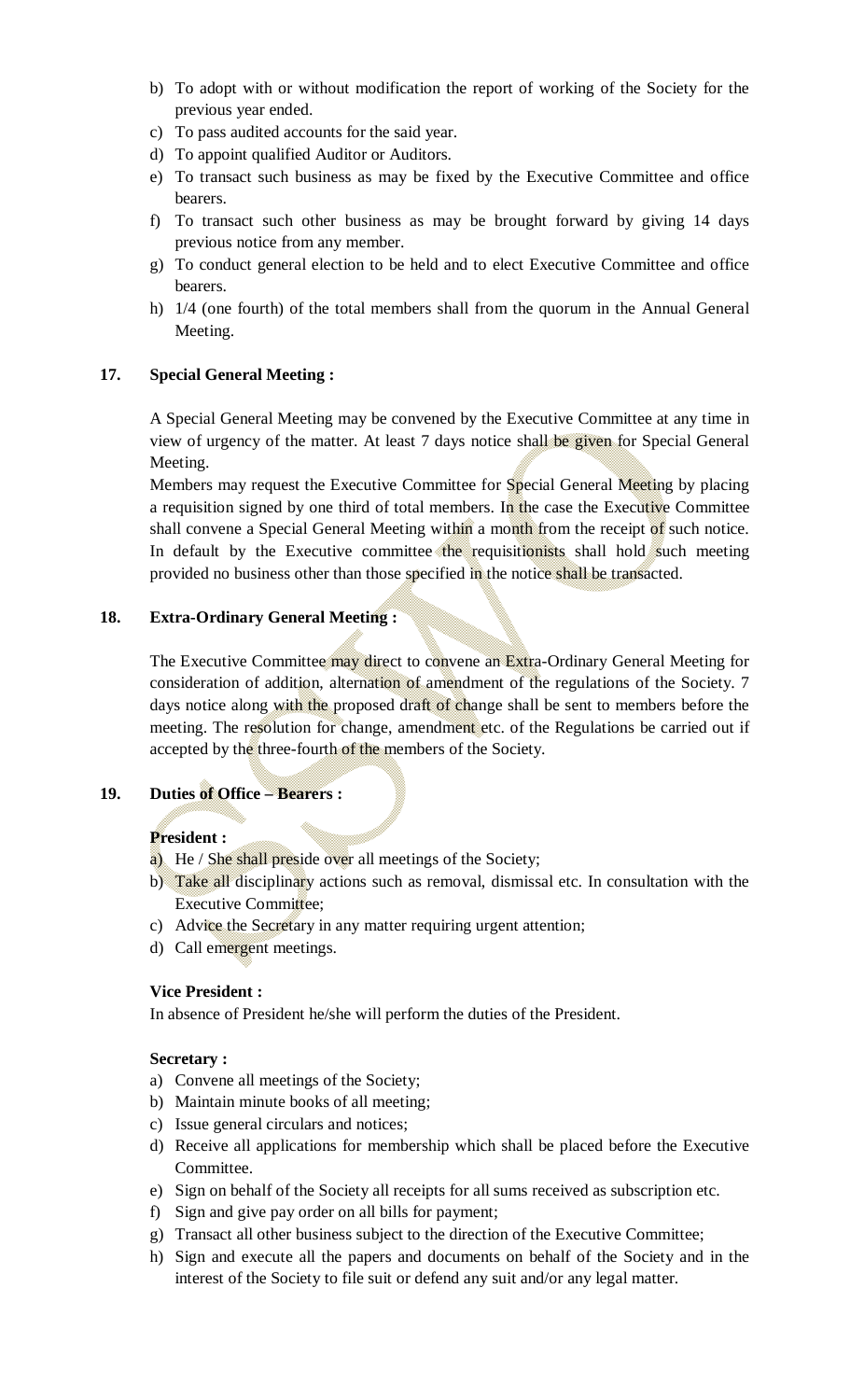b) To adopt with or without modification the report of working of the Society for the previous year ended.
c) To pass audited accounts for the said year.
d) To appoint qualified Auditor or Auditors.
e) To transact such business as may be fixed by the Executive Committee and office bearers.
f) To transact such other business as may be brought forward by giving 14 days previous notice from any member.
g) To conduct general election to be held and to elect Executive Committee and office bearers.
h) 1/4 (one fourth) of the total members shall from the quorum in the Annual General Meeting.

**17. Special General Meeting :**

A Special General Meeting may be convened by the Executive Committee at any time in view of urgency of the matter. At least 7 days notice shall be given for Special General Meeting.

Members may request the Executive Committee for Special General Meeting by placing a requisition signed by one third of total members. In the case the Executive Committee shall convene a Special General Meeting within a month from the receipt of such notice. In default by the Executive committee the requisitionists shall hold such meeting provided no business other than those specified in the notice shall be transacted.

**18. Extra-Ordinary General Meeting :**

The Executive Committee may direct to convene an Extra-Ordinary General Meeting for consideration of addition, alternation of amendment of the regulations of the Society. 7 days notice along with the proposed draft of change shall be sent to members before the meeting. The resolution for change, amendment etc. of the Regulations be carried out if accepted by the three-fourth of the members of the Society.

**19. Duties of Office – Bearers :**

**President :**

a) He / She shall preside over all meetings of the Society;
b) Take all disciplinary actions such as removal, dismissal etc. In consultation with the Executive Committee;
c) Advice the Secretary in any matter requiring urgent attention;
d) Call emergent meetings.

**Vice President :**

In absence of President he/she will perform the duties of the President.

**Secretary :**

a) Convene all meetings of the Society;
b) Maintain minute books of all meeting;
c) Issue general circulars and notices;
d) Receive all applications for membership which shall be placed before the Executive Committee.
e) Sign on behalf of the Society all receipts for all sums received as subscription etc.
f) Sign and give pay order on all bills for payment;
g) Transact all other business subject to the direction of the Executive Committee;
h) Sign and execute all the papers and documents on behalf of the Society and in the interest of the Society to file suit or defend any suit and/or any legal matter.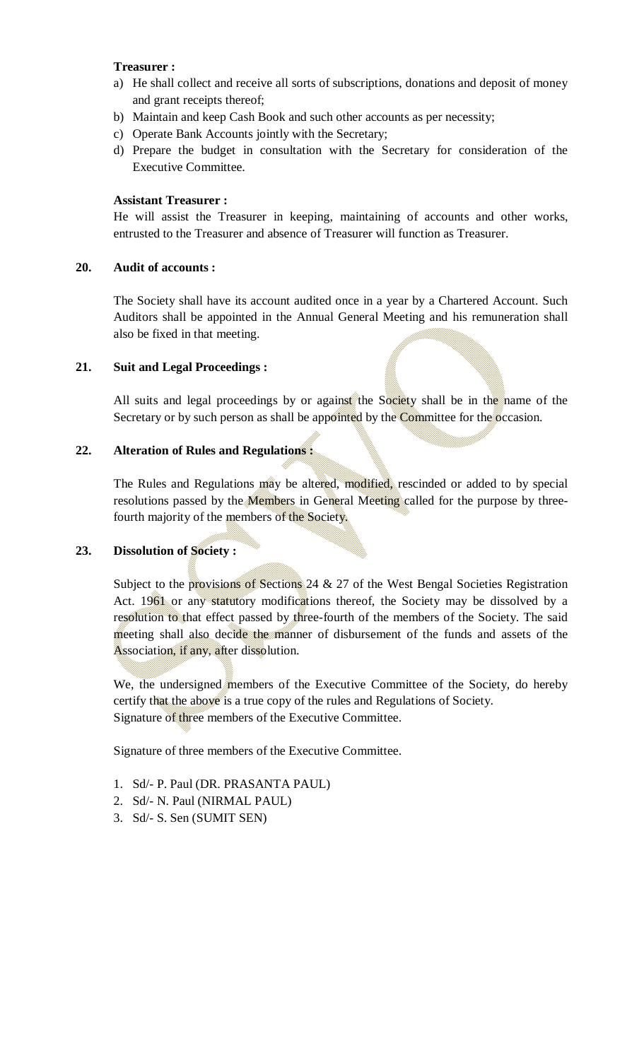**Treasurer :**

a) He shall collect and receive all sorts of subscriptions, donations and deposit of money and grant receipts thereof;
b) Maintain and keep Cash Book and such other accounts as per necessity;
c) Operate Bank Accounts jointly with the Secretary;
d) Prepare the budget in consultation with the Secretary for consideration of the Executive Committee.

**Assistant Treasurer :**

He will assist the Treasurer in keeping, maintaining of accounts and other works, entrusted to the Treasurer and absence of Treasurer will function as Treasurer.

**20. Audit of accounts :**

The Society shall have its account audited once in a year by a Chartered Account. Such Auditors shall be appointed in the Annual General Meeting and his remuneration shall also be fixed in that meeting.

**21. Suit and Legal Proceedings :**

All suits and legal proceedings by or against the Society shall be in the name of the Secretary or by such person as shall be appointed by the Committee for the occasion.

**22. Alteration of Rules and Regulations :**

The Rules and Regulations may be altered, modified, rescinded or added to by special resolutions passed by the Members in General Meeting called for the purpose by three-fourth majority of the members of the Society.

**23. Dissolution of Society :**

Subject to the provisions of Sections 24 & 27 of the West Bengal Societies Registration Act. 1961 or any statutory modifications thereof, the Society may be dissolved by a resolution to that effect passed by three-fourth of the members of the Society. The said meeting shall also decide the manner of disbursement of the funds and assets of the Association, if any, after dissolution.

We, the undersigned members of the Executive Committee of the Society, do hereby certify that the above is a true copy of the rules and Regulations of Society.
Signature of three members of the Executive Committee.

Signature of three members of the Executive Committee.

1. Sd/- P. Paul (DR. PRASANTA PAUL)
2. Sd/- N. Paul (NIRMAL PAUL)
3. Sd/- S. Sen (SUMIT SEN)